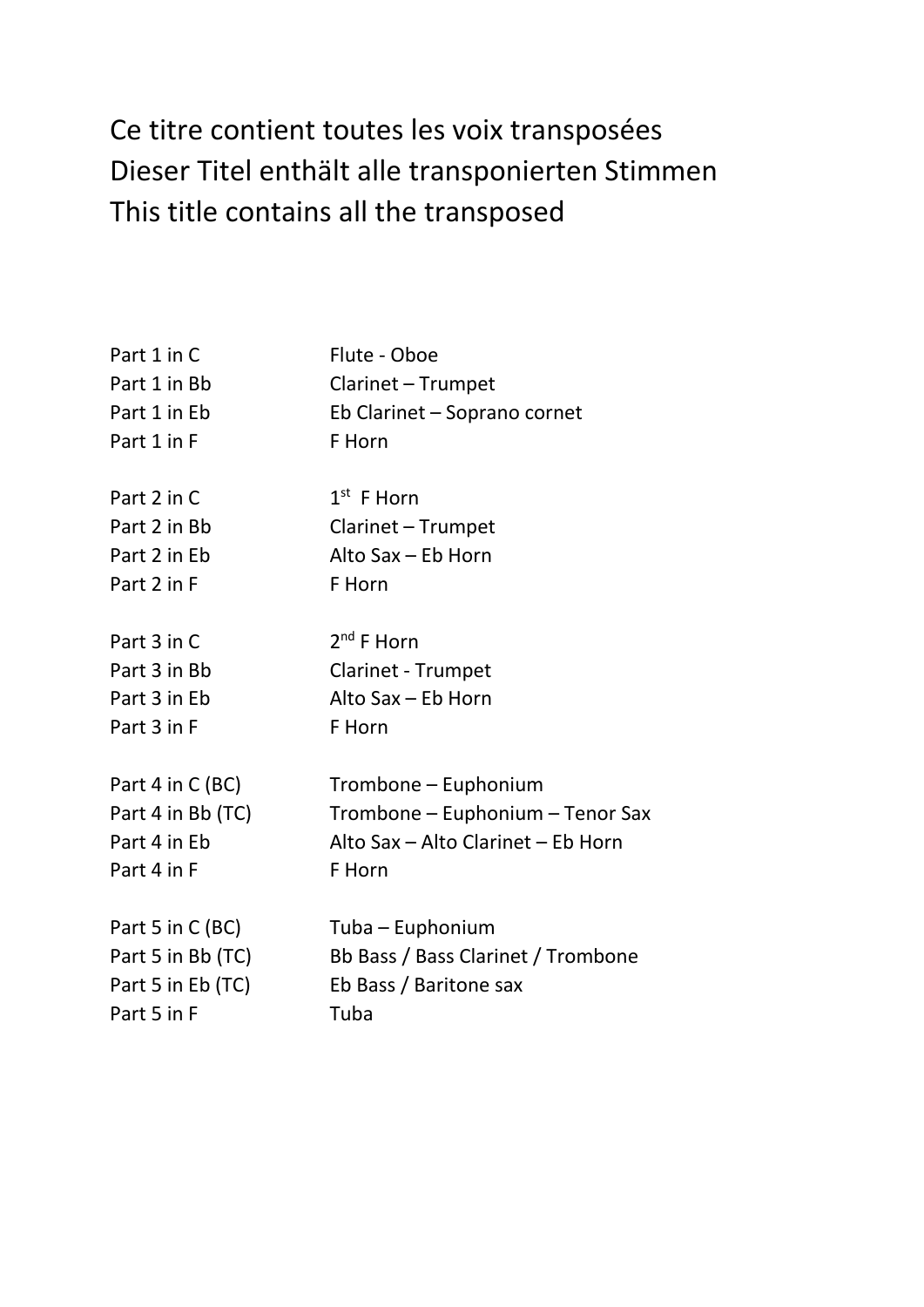Ce titre contient toutes les voix transposées
Dieser Titel enthält alle transponierten Stimmen
This title contains all the transposed

| | |
|---|---|
| Part 1 in C | Flute - Oboe |
| Part 1 in Bb | Clarinet – Trumpet |
| Part 1 in Eb | Eb Clarinet – Soprano cornet |
| Part 1 in F | F Horn |
| | |
| Part 2 in C | 1st F Horn |
| Part 2 in Bb | Clarinet – Trumpet |
| Part 2 in Eb | Alto Sax – Eb Horn |
| Part 2 in F | F Horn |
| | |
| Part 3 in C | 2nd F Horn |
| Part 3 in Bb | Clarinet - Trumpet |
| Part 3 in Eb | Alto Sax – Eb Horn |
| Part 3 in F | F Horn |
| | |
| Part 4 in C (BC) | Trombone – Euphonium |
| Part 4 in Bb (TC) | Trombone – Euphonium – Tenor Sax |
| Part 4 in Eb | Alto Sax – Alto Clarinet – Eb Horn |
| Part 4 in F | F Horn |
| | |
| Part 5 in C (BC) | Tuba – Euphonium |
| Part 5 in Bb (TC) | Bb Bass / Bass Clarinet / Trombone |
| Part 5 in Eb (TC) | Eb Bass / Baritone sax |
| Part 5 in F | Tuba |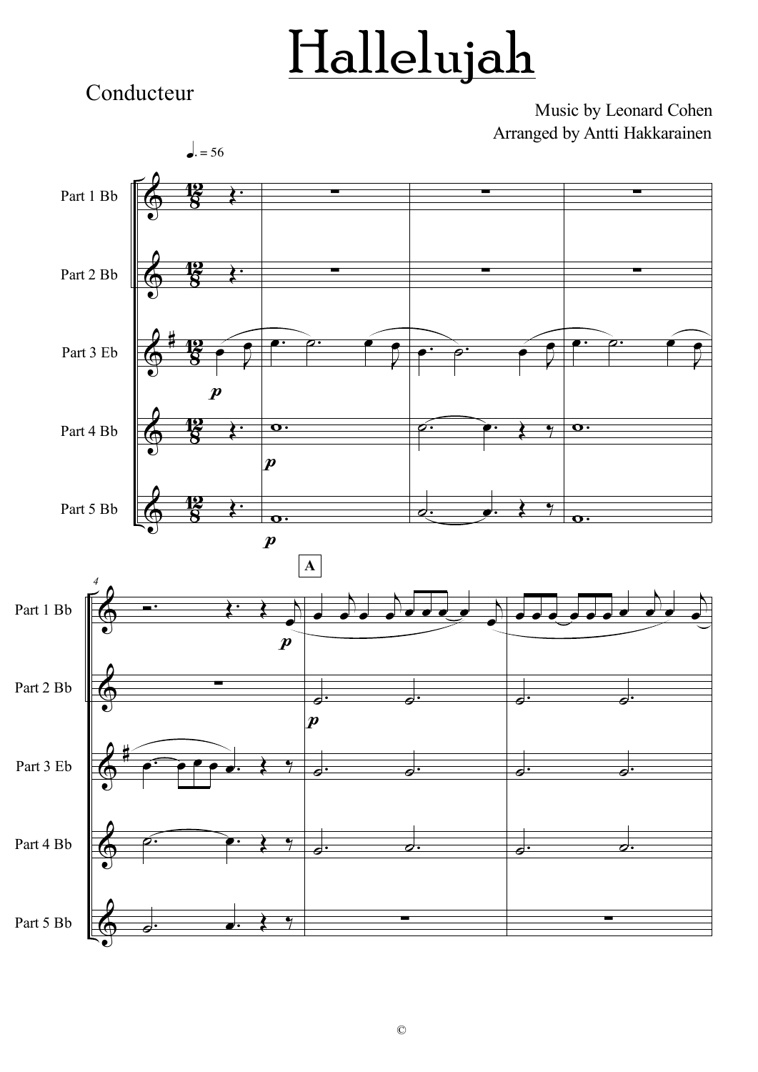# Hallelujah

Conducteur

Music by Leonard Cohen
Arranged by Antti Hakkarainen

♩. = 56

Part 1 Bb

Part 2 Bb

Part 3 Eb

Part 4 Bb

Part 5 Bb

A

©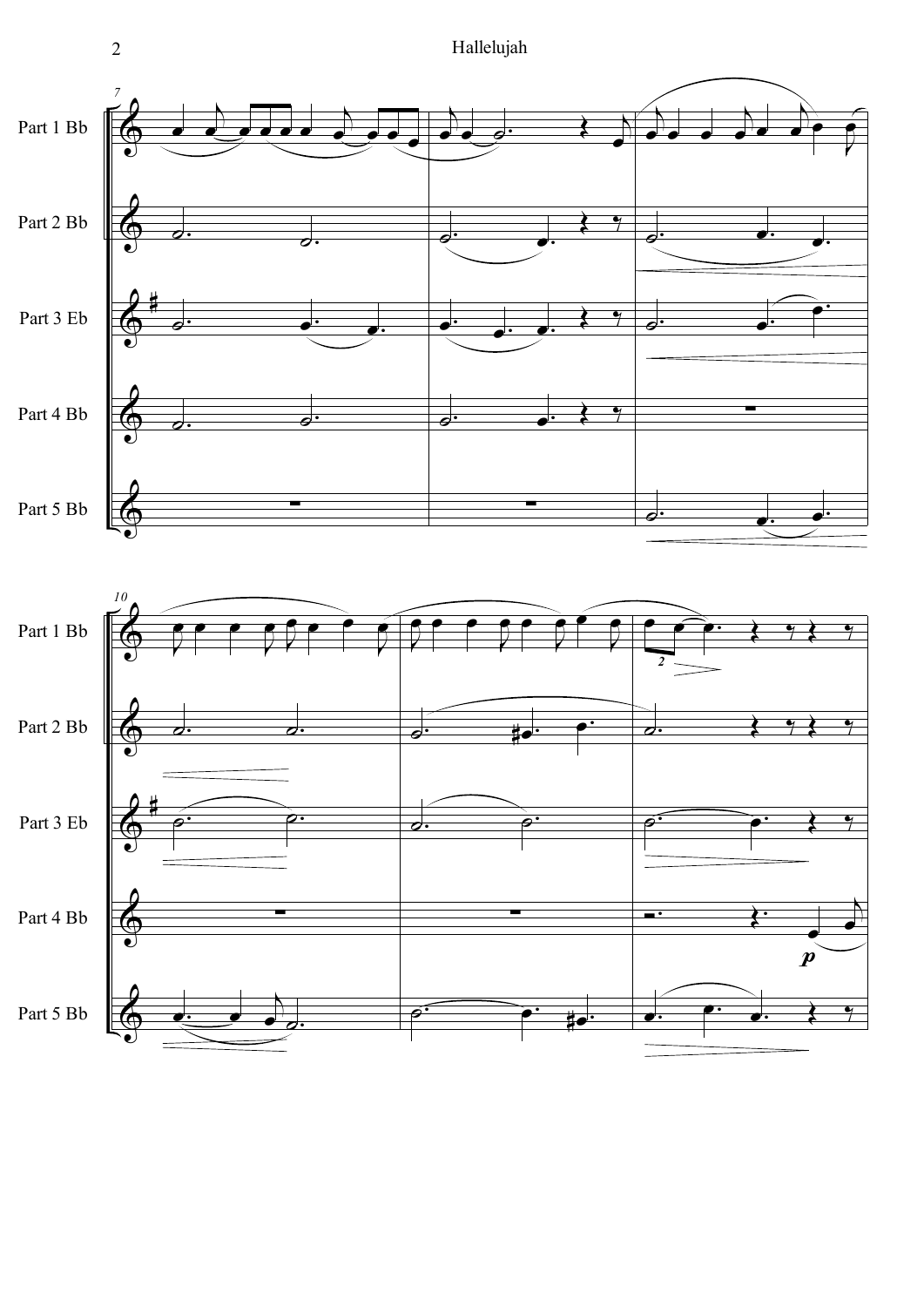Part 1 Bb

Part 2 Bb

Part 3 Eb

Part 4 Bb

Part 5 Bb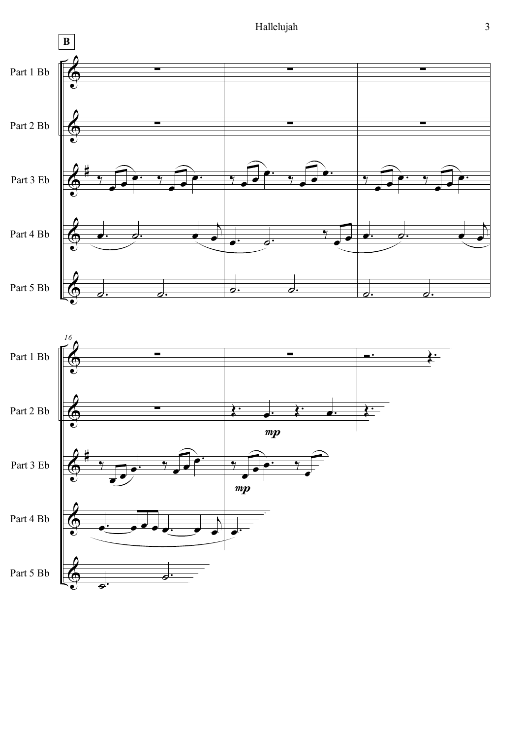**B**

Part 1 Bb

Part 2 Bb

Part 3 Eb

Part 4 Bb

Part 5 Bb

16

Part 1 Bb

Part 2 Bb

*mp*

Part 3 Eb

*mp*

Part 4 Bb

Part 5 Bb